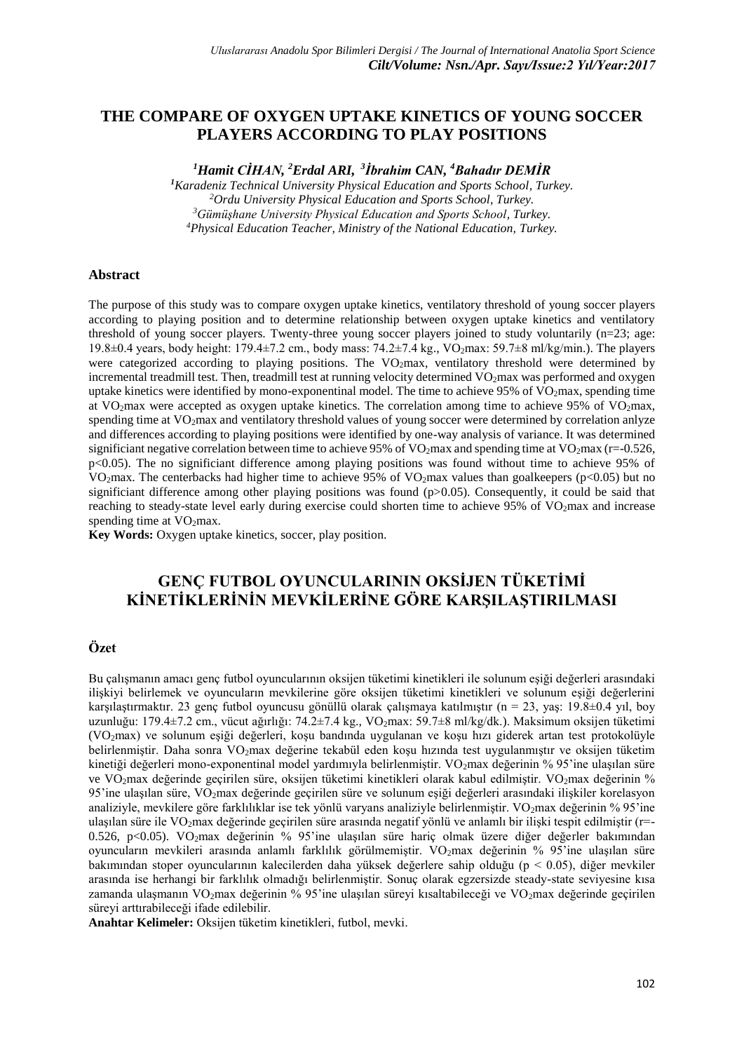# THE COMPARE OF OXYGEN UPTAKE KINETICS OF YOUNG SOCCER PLAYERS ACCORDING TO PLAY POSITIONS

***[1]Hamit CİHAN, [2]Erdal ARI, [3]İbrahim CAN, [4]Bahadır DEMİR***

*[1]Karadeniz Technical University Physical Education and Sports School, Turkey.*
*[2]Ordu University Physical Education and Sports School, Turkey.*
*[3]Gümüşhane University Physical Education and Sports School, Turkey.*
*[4]Physical Education Teacher, Ministry of the National Education, Turkey.*

## Abstract

The purpose of this study was to compare oxygen uptake kinetics, ventilatory threshold of young soccer players according to playing position and to determine relationship between oxygen uptake kinetics and ventilatory threshold of young soccer players. Twenty-three young soccer players joined to study voluntarily (n=23; age: 19.8±0.4 years, body height: 179.4±7.2 cm., body mass: 74.2±7.4 kg., $VO_2$max: 59.7±8 ml/kg/min.). The players were categorized according to playing positions. The $VO_2$max, ventilatory threshold were determined by incremental treadmill test. Then, treadmill test at running velocity determined $VO_2$max was performed and oxygen uptake kinetics were identified by mono-exponentinal model. The time to achieve 95% of $VO_2$max, spending time at $VO_2$max were accepted as oxygen uptake kinetics. The correlation among time to achieve 95% of $VO_2$max, spending time at $VO_2$max and ventilatory threshold values of young soccer were determined by correlation anlyze and differences according to playing positions were identified by one-way analysis of variance. It was determined significiant negative correlation between time to achieve 95% of $VO_2$max and spending time at $VO_2$max ($r=-0.526$, $p<0.05$). The no significiant difference among playing positions was found without time to achieve 95% of $VO_2$max. The centerbacks had higher time to achieve 95% of $VO_2$max values than goalkeepers ($p<0.05$) but no significiant difference among other playing positions was found ($p>0.05$). Consequently, it could be said that reaching to steady-state level early during exercise could shorten time to achieve 95% of $VO_2$max and increase spending time at $VO_2$max.

**Key Words:** Oxygen uptake kinetics, soccer, play position.

# GENÇ FUTBOL OYUNCULARININ OKSİJEN TÜKETİMİ KİNETİKLERİNİN MEVKİLERİNE GÖRE KARŞILAŞTIRILMASI

## Özet

Bu çalışmanın amacı genç futbol oyuncularının oksijen tüketimi kinetikleri ile solunum eşiği değerleri arasındaki ilişkiyi belirlemek ve oyuncuların mevkilerine göre oksijen tüketimi kinetikleri ve solunum eşiği değerlerini karşılaştırmaktır. 23 genç futbol oyuncusu gönüllü olarak çalışmaya katılmıştır (n = 23, yaş: 19.8±0.4 yıl, boy uzunluğu: 179.4±7.2 cm., vücut ağırlığı: 74.2±7.4 kg., $VO_2$max: 59.7±8 ml/kg/dk.). Maksimum oksijen tüketimi ($VO_2$max) ve solunum eşiği değerleri, koşu bandında uygulanan ve koşu hızı giderek artan test protokolüyle belirlenmiştir. Daha sonra $VO_2$max değerine tekabül eden koşu hızında test uygulanmıştır ve oksijen tüketim kinetiği değerleri mono-exponentinal model yardımıyla belirlenmiştir. $VO_2$max değerinin % 95'ine ulaşılan süre ve $VO_2$max değerinde geçirilen süre, oksijen tüketimi kinetikleri olarak kabul edilmiştir. $VO_2$max değerinin % 95'ine ulaşılan süre, $VO_2$max değerinde geçirilen süre ve solunum eşiği değerleri arasındaki ilişkiler korelasyon analiziyle, mevkilere göre farklılıklar ise tek yönlü varyans analiziyle belirlenmiştir. $VO_2$max değerinin % 95'ine ulaşılan süre ile $VO_2$max değerinde geçirilen süre arasında negatif yönlü ve anlamlı bir ilişki tespit edilmiştir ($r=-0.526$, $p<0.05$). $VO_2$max değerinin % 95'ine ulaşılan süre hariç olmak üzere diğer değerler bakımından oyuncuların mevkileri arasında anlamlı farklılık görülmemiştir. $VO_2$max değerinin % 95'ine ulaşılan süre bakımından stoper oyuncularının kalecilerden daha yüksek değerlere sahip olduğu ($p < 0.05$), diğer mevkiler arasında ise herhangi bir farklılık olmadığı belirlenmiştir. Sonuç olarak egzersizde steady-state seviyesine kısa zamanda ulaşmanın $VO_2$max değerinin % 95'ine ulaşılan süreyi kısaltabileceği ve $VO_2$max değerinde geçirilen süreyi arttırabileceği ifade edilebilir.

**Anahtar Kelimeler:** Oksijen tüketim kinetikleri, futbol, mevki.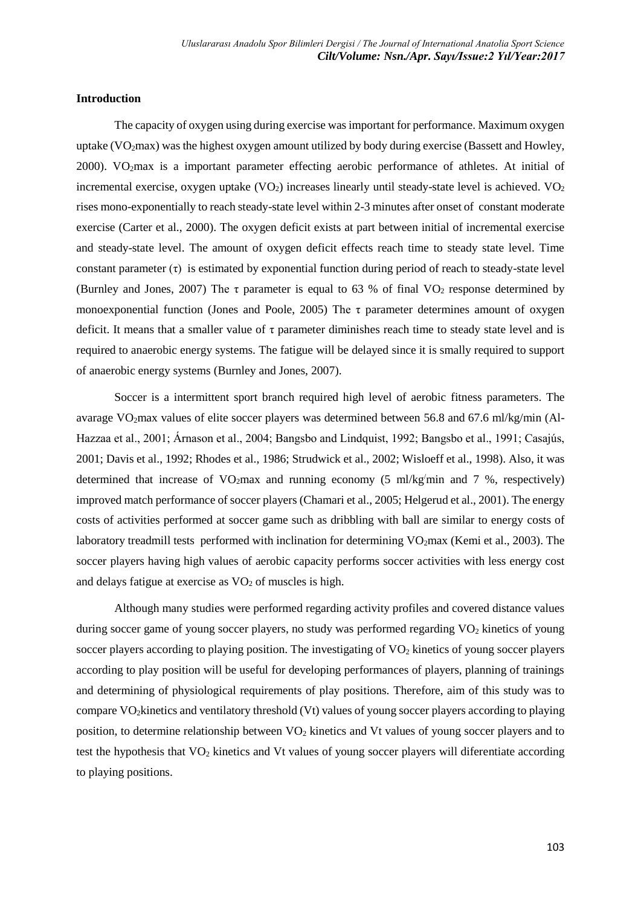## Introduction

The capacity of oxygen using during exercise was important for performance. Maximum oxygen uptake ($VO_2$max) was the highest oxygen amount utilized by body during exercise (Bassett and Howley, 2000). $VO_2$max is a important parameter effecting aerobic performance of athletes. At initial of incremental exercise, oxygen uptake ($VO_2$) increases linearly until steady-state level is achieved. $VO_2$ rises mono-exponentially to reach steady-state level within 2-3 minutes after onset of constant moderate exercise (Carter et al., 2000). The oxygen deficit exists at part between initial of incremental exercise and steady-state level. The amount of oxygen deficit effects reach time to steady state level. Time constant parameter ($\tau$) is estimated by exponential function during period of reach to steady-state level (Burnley and Jones, 2007) The $\tau$ parameter is equal to 63 % of final $VO_2$ response determined by monoexponential function (Jones and Poole, 2005) The $\tau$ parameter determines amount of oxygen deficit. It means that a smaller value of $\tau$ parameter diminishes reach time to steady state level and is required to anaerobic energy systems. The fatigue will be delayed since it is smally required to support of anaerobic energy systems (Burnley and Jones, 2007).

Soccer is a intermittent sport branch required high level of aerobic fitness parameters. The avarage $VO_2$max values of elite soccer players was determined between 56.8 and 67.6 ml/kg/min (Al-Hazzaa et al., 2001; Árnason et al., 2004; Bangsbo and Lindquist, 1992; Bangsbo et al., 1991; Casajús, 2001; Davis et al., 1992; Rhodes et al., 1986; Strudwick et al., 2002; Wisloeff et al., 1998). Also, it was determined that increase of $VO_2$max and running economy (5 ml/kg/min and 7 %, respectively) improved match performance of soccer players (Chamari et al., 2005; Helgerud et al., 2001). The energy costs of activities performed at soccer game such as dribbling with ball are similar to energy costs of laboratory treadmill tests performed with inclination for determining $VO_2$max (Kemi et al., 2003). The soccer players having high values of aerobic capacity performs soccer activities with less energy cost and delays fatigue at exercise as $VO_2$ of muscles is high.

Although many studies were performed regarding activity profiles and covered distance values during soccer game of young soccer players, no study was performed regarding $VO_2$ kinetics of young soccer players according to playing position. The investigating of $VO_2$ kinetics of young soccer players according to play position will be useful for developing performances of players, planning of trainings and determining of physiological requirements of play positions. Therefore, aim of this study was to compare $VO_2$kinetics and ventilatory threshold (Vt) values of young soccer players according to playing position, to determine relationship between $VO_2$ kinetics and Vt values of young soccer players and to test the hypothesis that $VO_2$ kinetics and Vt values of young soccer players will diferentiate according to playing positions.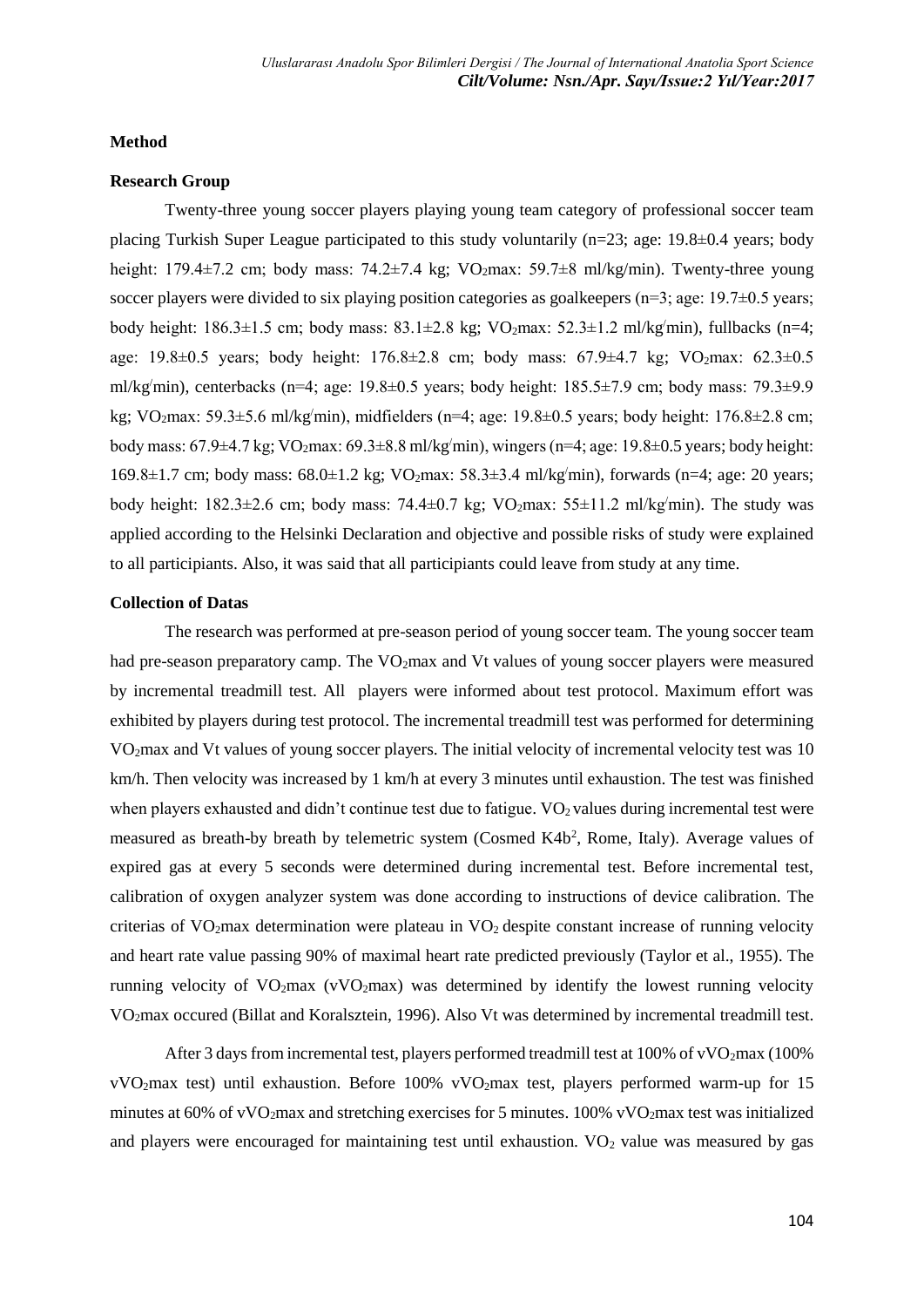## Method

### Research Group

Twenty-three young soccer players playing young team category of professional soccer team placing Turkish Super League participated to this study voluntarily (n=23; age: 19.8±0.4 years; body height: 179.4±7.2 cm; body mass: 74.2±7.4 kg; $VO_2$max: 59.7±8 ml/kg/min). Twenty-three young soccer players were divided to six playing position categories as goalkeepers (n=3; age: 19.7±0.5 years; body height: 186.3±1.5 cm; body mass: 83.1±2.8 kg; $VO_2$max: 52.3±1.2 ml/kg/min), fullbacks (n=4; age: 19.8±0.5 years; body height: 176.8±2.8 cm; body mass: 67.9±4.7 kg; $VO_2$max: 62.3±0.5 ml/kg/min), centerbacks (n=4; age: 19.8±0.5 years; body height: 185.5±7.9 cm; body mass: 79.3±9.9 kg; $VO_2$max: 59.3±5.6 ml/kg/min), midfielders (n=4; age: 19.8±0.5 years; body height: 176.8±2.8 cm; body mass: 67.9±4.7 kg; $VO_2$max: 69.3±8.8 ml/kg/min), wingers (n=4; age: 19.8±0.5 years; body height: 169.8±1.7 cm; body mass: 68.0±1.2 kg; $VO_2$max: 58.3±3.4 ml/kg/min), forwards (n=4; age: 20 years; body height: 182.3±2.6 cm; body mass: 74.4±0.7 kg; $VO_2$max: 55±11.2 ml/kg/min). The study was applied according to the Helsinki Declaration and objective and possible risks of study were explained to all participiants. Also, it was said that all participiants could leave from study at any time.

### Collection of Datas

The research was performed at pre-season period of young soccer team. The young soccer team had pre-season preparatory camp. The $VO_2$max and Vt values of young soccer players were measured by incremental treadmill test. All players were informed about test protocol. Maximum effort was exhibited by players during test protocol. The incremental treadmill test was performed for determining $VO_2$max and Vt values of young soccer players. The initial velocity of incremental velocity test was 10 km/h. Then velocity was increased by 1 km/h at every 3 minutes until exhaustion. The test was finished when players exhausted and didn't continue test due to fatigue. $VO_2$ values during incremental test were measured as breath-by breath by telemetric system (Cosmed K4b$^2$, Rome, Italy). Average values of expired gas at every 5 seconds were determined during incremental test. Before incremental test, calibration of oxygen analyzer system was done according to instructions of device calibration. The criterias of $VO_2$max determination were plateau in $VO_2$ despite constant increase of running velocity and heart rate value passing 90% of maximal heart rate predicted previously (Taylor et al., 1955). The running velocity of $VO_2$max (v$VO_2$max) was determined by identify the lowest running velocity $VO_2$max occured (Billat and Koralsztein, 1996). Also Vt was determined by incremental treadmill test.

After 3 days from incremental test, players performed treadmill test at 100% of v$VO_2$max (100% v$VO_2$max test) until exhaustion. Before 100% v$VO_2$max test, players performed warm-up for 15 minutes at 60% of v$VO_2$max and stretching exercises for 5 minutes. 100% v$VO_2$max test was initialized and players were encouraged for maintaining test until exhaustion. $VO_2$ value was measured by gas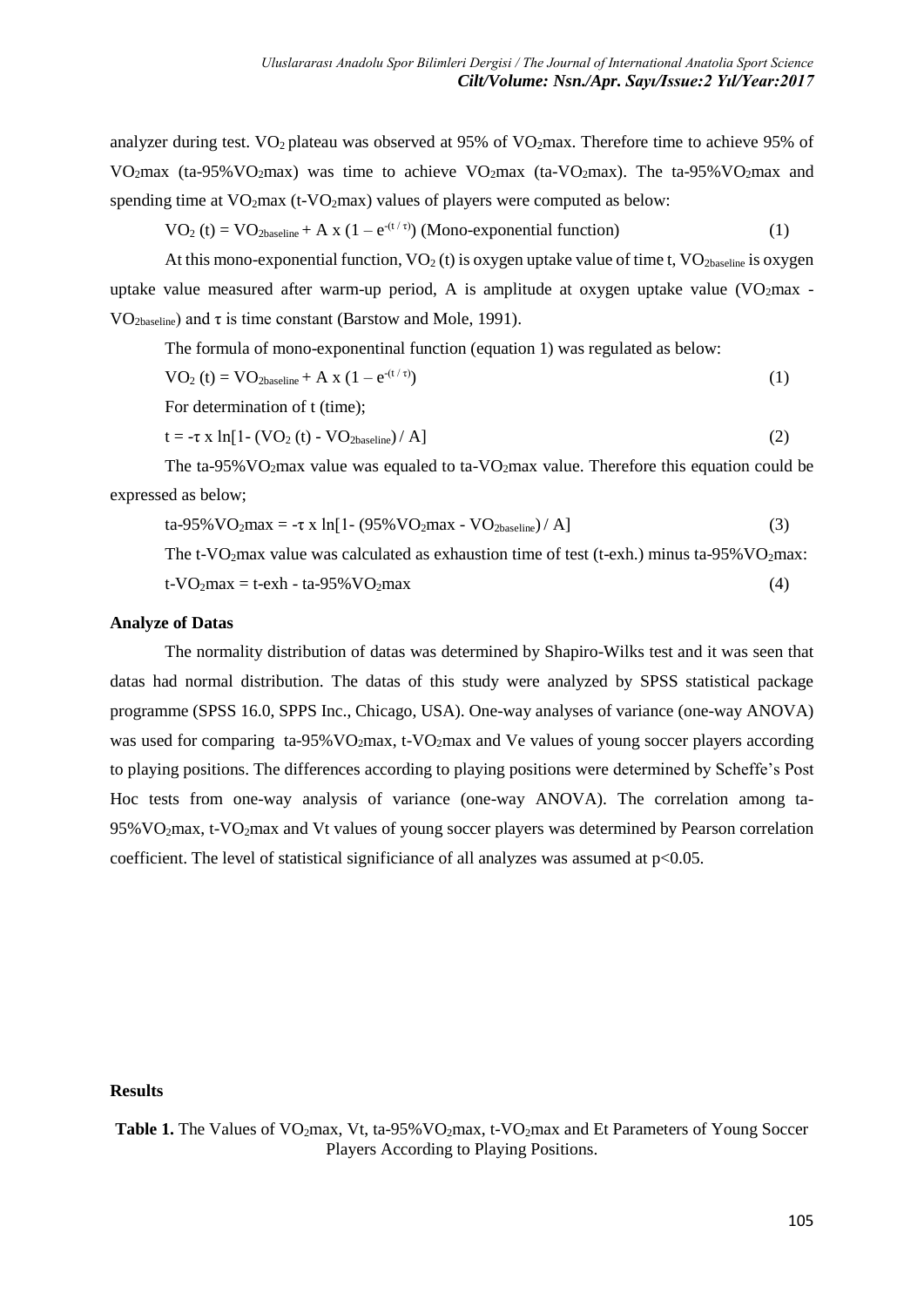analyzer during test. $VO_2$ plateau was observed at 95% of $VO_2max$. Therefore time to achieve 95% of $VO_2max$ (ta-95%$VO_2max$) was time to achieve $VO_2max$ (ta-$VO_2max$). The ta-95%$VO_2max$ and spending time at $VO_2max$ (t-$VO_2max$) values of players were computed as below:

$$VO_2\ (t) = VO_{2baseline} + A \times (1 - e^{-(t/\tau)}) \text{ (Mono-exponential function)} \quad (1)$$

At this mono-exponential function, $VO_2$ (t) is oxygen uptake value of time t, $VO_{2baseline}$ is oxygen uptake value measured after warm-up period, A is amplitude at oxygen uptake value ($VO_2max$ - $VO_{2baseline}$) and $\tau$ is time constant (Barstow and Mole, 1991).

The formula of mono-exponentinal function (equation 1) was regulated as below:

$$VO_2\ (t) = VO_{2baseline} + A \times (1 - e^{-(t/\tau)}) \quad (1)$$

For determination of t (time);

$$t = -\tau \times \ln[1 - (VO_2\ (t) - VO_{2baseline}) / A] \quad (2)$$

The ta-95%$VO_2max$ value was equaled to ta-$VO_2max$ value. Therefore this equation could be expressed as below;

$$\text{ta-95\%}VO_2max = -\tau \times \ln[1 - (95\%VO_2max - VO_{2baseline}) / A] \quad (3)$$

The t-$VO_2max$ value was calculated as exhaustion time of test (t-exh.) minus ta-95%$VO_2max$:

$$\text{t-}VO_2max = \text{t-exh} - \text{ta-95\%}VO_2max \quad (4)$$

**Analyze of Datas**

The normality distribution of datas was determined by Shapiro-Wilks test and it was seen that datas had normal distribution. The datas of this study were analyzed by SPSS statistical package programme (SPSS 16.0, SPPS Inc., Chicago, USA). One-way analyses of variance (one-way ANOVA) was used for comparing ta-95%$VO_2max$, t-$VO_2max$ and Ve values of young soccer players according to playing positions. The differences according to playing positions were determined by Scheffe's Post Hoc tests from one-way analysis of variance (one-way ANOVA). The correlation among ta-95%$VO_2max$, t-$VO_2max$ and Vt values of young soccer players was determined by Pearson correlation coefficient. The level of statistical significiance of all analyzes was assumed at $p<0.05$.

**Results**

**Table 1.** The Values of $VO_2max$, Vt, ta-95%$VO_2max$, t-$VO_2max$ and Et Parameters of Young Soccer Players According to Playing Positions.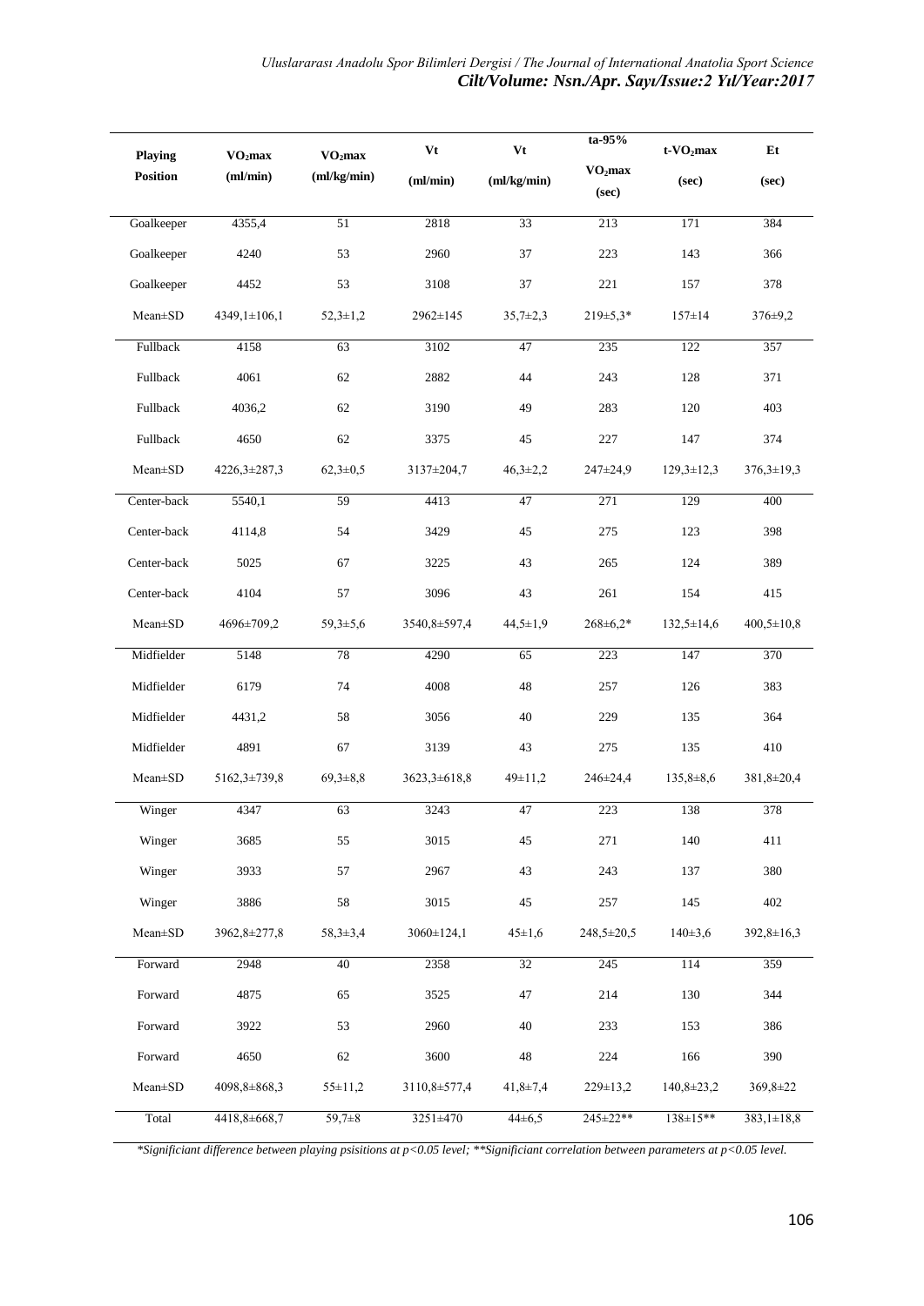| Playing Position | $VO_2max$ (ml/min) | $VO_2max$ (ml/kg/min) | Vt (ml/min) | Vt (ml/kg/min) | ta-95% $VO_2max$ (sec) | t-$VO_2max$ (sec) | Et (sec) |
|---|---|---|---|---|---|---|---|
| Goalkeeper | 4355,4 | 51 | 2818 | 33 | 213 | 171 | 384 |
| Goalkeeper | 4240 | 53 | 2960 | 37 | 223 | 143 | 366 |
| Goalkeeper | 4452 | 53 | 3108 | 37 | 221 | 157 | 378 |
| Mean±SD | 4349,1±106,1 | 52,3±1,2 | 2962±145 | 35,7±2,3 | 219±5,3* | 157±14 | 376±9,2 |
| Fullback | 4158 | 63 | 3102 | 47 | 235 | 122 | 357 |
| Fullback | 4061 | 62 | 2882 | 44 | 243 | 128 | 371 |
| Fullback | 4036,2 | 62 | 3190 | 49 | 283 | 120 | 403 |
| Fullback | 4650 | 62 | 3375 | 45 | 227 | 147 | 374 |
| Mean±SD | 4226,3±287,3 | 62,3±0,5 | 3137±204,7 | 46,3±2,2 | 247±24,9 | 129,3±12,3 | 376,3±19,3 |
| Center-back | 5540,1 | 59 | 4413 | 47 | 271 | 129 | 400 |
| Center-back | 4114,8 | 54 | 3429 | 45 | 275 | 123 | 398 |
| Center-back | 5025 | 67 | 3225 | 43 | 265 | 124 | 389 |
| Center-back | 4104 | 57 | 3096 | 43 | 261 | 154 | 415 |
| Mean±SD | 4696±709,2 | 59,3±5,6 | 3540,8±597,4 | 44,5±1,9 | 268±6,2* | 132,5±14,6 | 400,5±10,8 |
| Midfielder | 5148 | 78 | 4290 | 65 | 223 | 147 | 370 |
| Midfielder | 6179 | 74 | 4008 | 48 | 257 | 126 | 383 |
| Midfielder | 4431,2 | 58 | 3056 | 40 | 229 | 135 | 364 |
| Midfielder | 4891 | 67 | 3139 | 43 | 275 | 135 | 410 |
| Mean±SD | 5162,3±739,8 | 69,3±8,8 | 3623,3±618,8 | 49±11,2 | 246±24,4 | 135,8±8,6 | 381,8±20,4 |
| Winger | 4347 | 63 | 3243 | 47 | 223 | 138 | 378 |
| Winger | 3685 | 55 | 3015 | 45 | 271 | 140 | 411 |
| Winger | 3933 | 57 | 2967 | 43 | 243 | 137 | 380 |
| Winger | 3886 | 58 | 3015 | 45 | 257 | 145 | 402 |
| Mean±SD | 3962,8±277,8 | 58,3±3,4 | 3060±124,1 | 45±1,6 | 248,5±20,5 | 140±3,6 | 392,8±16,3 |
| Forward | 2948 | 40 | 2358 | 32 | 245 | 114 | 359 |
| Forward | 4875 | 65 | 3525 | 47 | 214 | 130 | 344 |
| Forward | 3922 | 53 | 2960 | 40 | 233 | 153 | 386 |
| Forward | 4650 | 62 | 3600 | 48 | 224 | 166 | 390 |
| Mean±SD | 4098,8±868,3 | 55±11,2 | 3110,8±577,4 | 41,8±7,4 | 229±13,2 | 140,8±23,2 | 369,8±22 |
| Total | 4418,8±668,7 | 59,7±8 | 3251±470 | 44±6,5 | 245±22** | 138±15** | 383,1±18,8 |

*\*Significiant difference between playing psisitions at p<0.05 level; \*\*Significiant correlation between parameters at p<0.05 level.*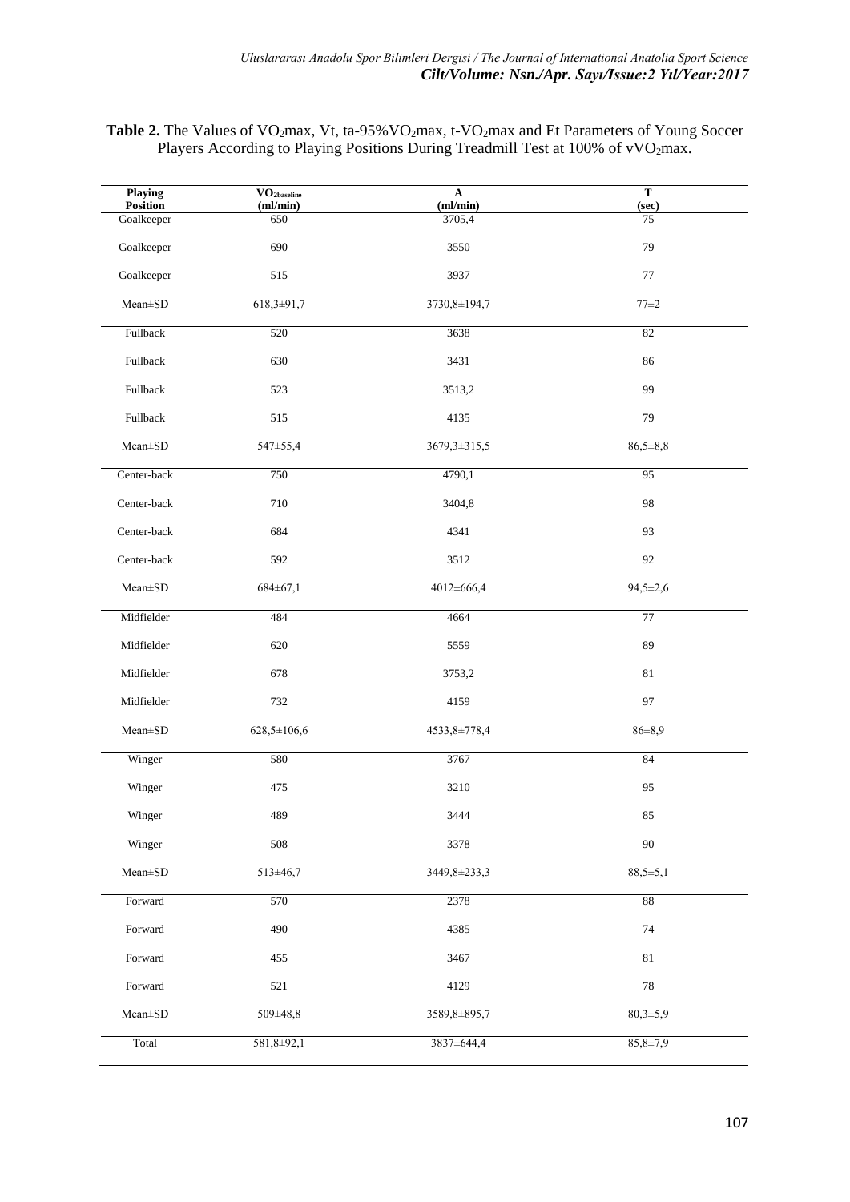**Table 2.** The Values of $VO_2$max, Vt, ta-95%$VO_2$max, t-$VO_2$max and Et Parameters of Young Soccer Players According to Playing Positions During Treadmill Test at 100% of v$VO_2$max.

| Playing Position | $VO_{2baseline}$ (ml/min) | A (ml/min) | T (sec) |
|---|---|---|---|
| Goalkeeper | 650 | 3705,4 | 75 |
| Goalkeeper | 690 | 3550 | 79 |
| Goalkeeper | 515 | 3937 | 77 |
| Mean±SD | 618,3±91,7 | 3730,8±194,7 | 77±2 |
| Fullback | 520 | 3638 | 82 |
| Fullback | 630 | 3431 | 86 |
| Fullback | 523 | 3513,2 | 99 |
| Fullback | 515 | 4135 | 79 |
| Mean±SD | 547±55,4 | 3679,3±315,5 | 86,5±8,8 |
| Center-back | 750 | 4790,1 | 95 |
| Center-back | 710 | 3404,8 | 98 |
| Center-back | 684 | 4341 | 93 |
| Center-back | 592 | 3512 | 92 |
| Mean±SD | 684±67,1 | 4012±666,4 | 94,5±2,6 |
| Midfielder | 484 | 4664 | 77 |
| Midfielder | 620 | 5559 | 89 |
| Midfielder | 678 | 3753,2 | 81 |
| Midfielder | 732 | 4159 | 97 |
| Mean±SD | 628,5±106,6 | 4533,8±778,4 | 86±8,9 |
| Winger | 580 | 3767 | 84 |
| Winger | 475 | 3210 | 95 |
| Winger | 489 | 3444 | 85 |
| Winger | 508 | 3378 | 90 |
| Mean±SD | 513±46,7 | 3449,8±233,3 | 88,5±5,1 |
| Forward | 570 | 2378 | 88 |
| Forward | 490 | 4385 | 74 |
| Forward | 455 | 3467 | 81 |
| Forward | 521 | 4129 | 78 |
| Mean±SD | 509±48,8 | 3589,8±895,7 | 80,3±5,9 |
| Total | 581,8±92,1 | 3837±644,4 | 85,8±7,9 |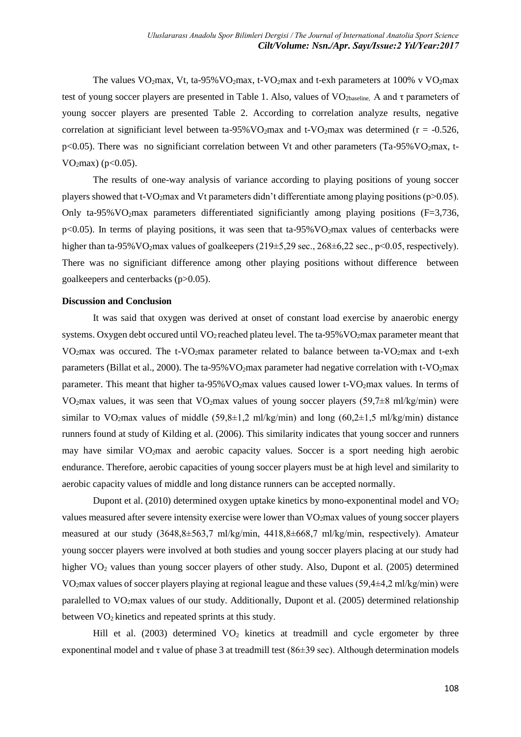The values $VO_2max$, Vt, ta-95%$VO_2max$, t-$VO_2max$ and t-exh parameters at 100% v $VO_2max$ test of young soccer players are presented in Table 1. Also, values of $VO_{2baseline}$, A and τ parameters of young soccer players are presented Table 2. According to correlation analyze results, negative correlation at significiant level between ta-95%$VO_2max$ and t-$VO_2max$ was determined ($r = -0.526$, $p<0.05$). There was no significiant correlation between Vt and other parameters (Ta-95%$VO_2max$, t-$VO_2max$) ($p<0.05$).

The results of one-way analysis of variance according to playing positions of young soccer players showed that t-$VO_2max$ and Vt parameters didn't differentiate among playing positions ($p>0.05$). Only ta-95%$VO_2max$ parameters differentiated significiantly among playing positions (F=3,736, $p<0.05$). In terms of playing positions, it was seen that ta-95%$VO_2max$ values of centerbacks were higher than ta-95%$VO_2max$ values of goalkeepers (219±5,29 sec., 268±6,22 sec., $p<0.05$, respectively). There was no significiant difference among other playing positions without difference between goalkeepers and centerbacks ($p>0.05$).

**Discussion and Conclusion**

It was said that oxygen was derived at onset of constant load exercise by anaerobic energy systems. Oxygen debt occured until $VO_2$ reached plateu level. The ta-95%$VO_2max$ parameter meant that $VO_2max$ was occured. The t-$VO_2max$ parameter related to balance between ta-$VO_2max$ and t-exh parameters (Billat et al., 2000). The ta-95%$VO_2max$ parameter had negative correlation with t-$VO_2max$ parameter. This meant that higher ta-95%$VO_2max$ values caused lower t-$VO_2max$ values. In terms of $VO_2max$ values, it was seen that $VO_2max$ values of young soccer players (59,7±8 ml/kg/min) were similar to $VO_2max$ values of middle (59,8±1,2 ml/kg/min) and long (60,2±1,5 ml/kg/min) distance runners found at study of Kilding et al. (2006). This similarity indicates that young soccer and runners may have similar $VO_2max$ and aerobic capacity values. Soccer is a sport needing high aerobic endurance. Therefore, aerobic capacities of young soccer players must be at high level and similarity to aerobic capacity values of middle and long distance runners can be accepted normally.

Dupont et al. (2010) determined oxygen uptake kinetics by mono-exponentinal model and $VO_2$ values measured after severe intensity exercise were lower than $VO_2max$ values of young soccer players measured at our study (3648,8±563,7 ml/kg/min, 4418,8±668,7 ml/kg/min, respectively). Amateur young soccer players were involved at both studies and young soccer players placing at our study had higher $VO_2$ values than young soccer players of other study. Also, Dupont et al. (2005) determined $VO_2max$ values of soccer players playing at regional league and these values (59,4±4,2 ml/kg/min) were paralelled to $VO_2max$ values of our study. Additionally, Dupont et al. (2005) determined relationship between $VO_2$ kinetics and repeated sprints at this study.

Hill et al. (2003) determined $VO_2$ kinetics at treadmill and cycle ergometer by three exponentinal model and τ value of phase 3 at treadmill test (86±39 sec). Although determination models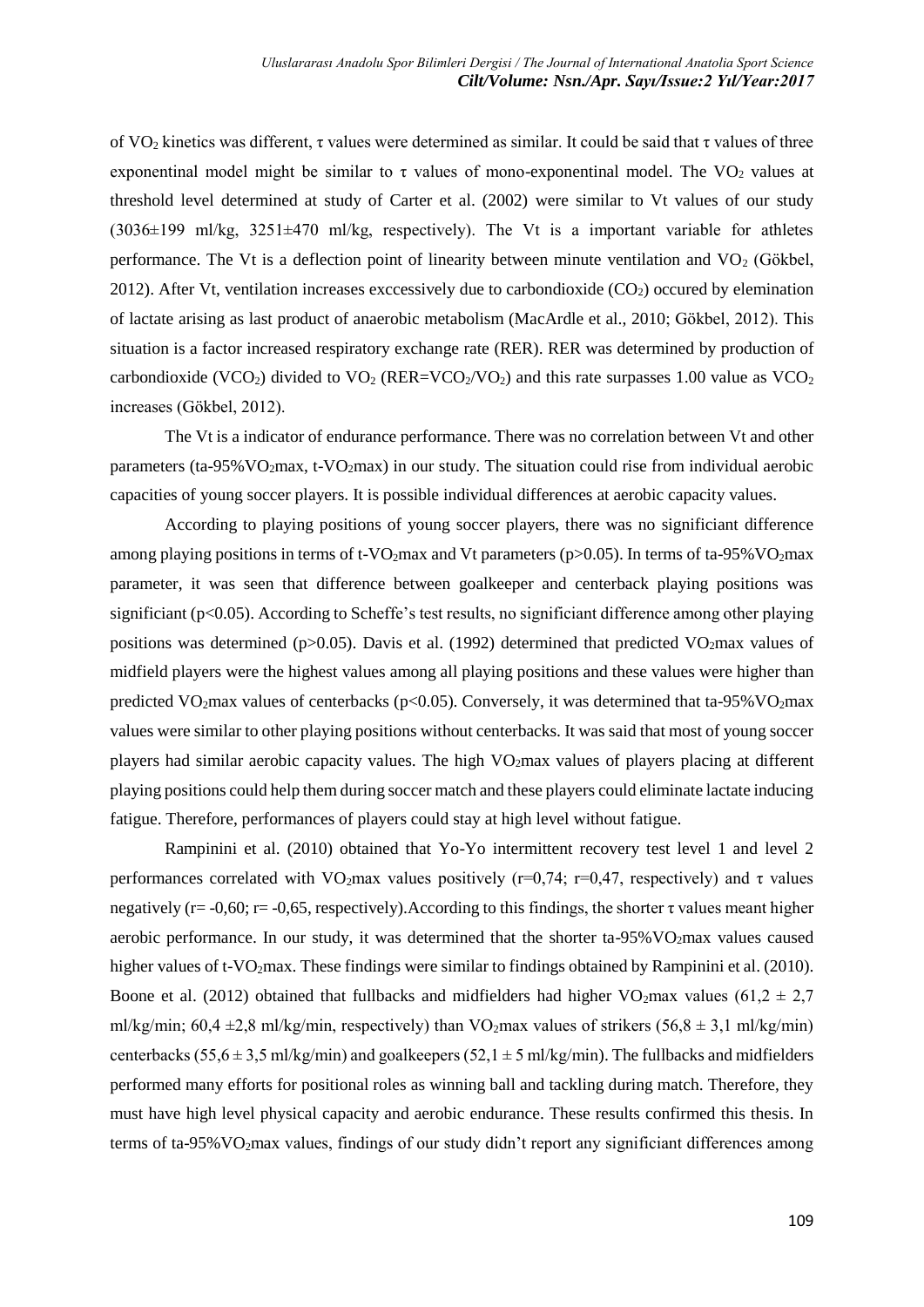of $VO_2$ kinetics was different, τ values were determined as similar. It could be said that τ values of three exponentinal model might be similar to τ values of mono-exponentinal model. The $VO_2$ values at threshold level determined at study of Carter et al. (2002) were similar to Vt values of our study (3036±199 ml/kg, 3251±470 ml/kg, respectively). The Vt is a important variable for athletes performance. The Vt is a deflection point of linearity between minute ventilation and $VO_2$ (Gökbel, 2012). After Vt, ventilation increases exccessively due to carbondioxide ($CO_2$) occured by elemination of lactate arising as last product of anaerobic metabolism (MacArdle et al., 2010; Gökbel, 2012). This situation is a factor increased respiratory exchange rate (RER). RER was determined by production of carbondioxide ($VCO_2$) divided to $VO_2$ (RER=$VCO_2$/$VO_2$) and this rate surpasses 1.00 value as $VCO_2$ increases (Gökbel, 2012).

The Vt is a indicator of endurance performance. There was no correlation between Vt and other parameters (ta-95%$VO_2$max, t-$VO_2$max) in our study. The situation could rise from individual aerobic capacities of young soccer players. It is possible individual differences at aerobic capacity values.

According to playing positions of young soccer players, there was no significiant difference among playing positions in terms of t-$VO_2$max and Vt parameters ($p>0.05$). In terms of ta-95%$VO_2$max parameter, it was seen that difference between goalkeeper and centerback playing positions was significiant ($p<0.05$). According to Scheffe's test results, no significiant difference among other playing positions was determined ($p>0.05$). Davis et al. (1992) determined that predicted $VO_2$max values of midfield players were the highest values among all playing positions and these values were higher than predicted $VO_2$max values of centerbacks ($p<0.05$). Conversely, it was determined that ta-95%$VO_2$max values were similar to other playing positions without centerbacks. It was said that most of young soccer players had similar aerobic capacity values. The high $VO_2$max values of players placing at different playing positions could help them during soccer match and these players could eliminate lactate inducing fatigue. Therefore, performances of players could stay at high level without fatigue.

Rampinini et al. (2010) obtained that Yo-Yo intermittent recovery test level 1 and level 2 performances correlated with $VO_2$max values positively (r=0,74; r=0,47, respectively) and τ values negatively (r= -0,60; r= -0,65, respectively).According to this findings, the shorter τ values meant higher aerobic performance. In our study, it was determined that the shorter ta-95%$VO_2$max values caused higher values of t-$VO_2$max. These findings were similar to findings obtained by Rampinini et al. (2010). Boone et al. (2012) obtained that fullbacks and midfielders had higher $VO_2$max values (61,2 ± 2,7 ml/kg/min; 60,4 ±2,8 ml/kg/min, respectively) than $VO_2$max values of strikers (56,8 ± 3,1 ml/kg/min) centerbacks (55,6 ± 3,5 ml/kg/min) and goalkeepers (52,1 ± 5 ml/kg/min). The fullbacks and midfielders performed many efforts for positional roles as winning ball and tackling during match. Therefore, they must have high level physical capacity and aerobic endurance. These results confirmed this thesis. In terms of ta-95%$VO_2$max values, findings of our study didn't report any significiant differences among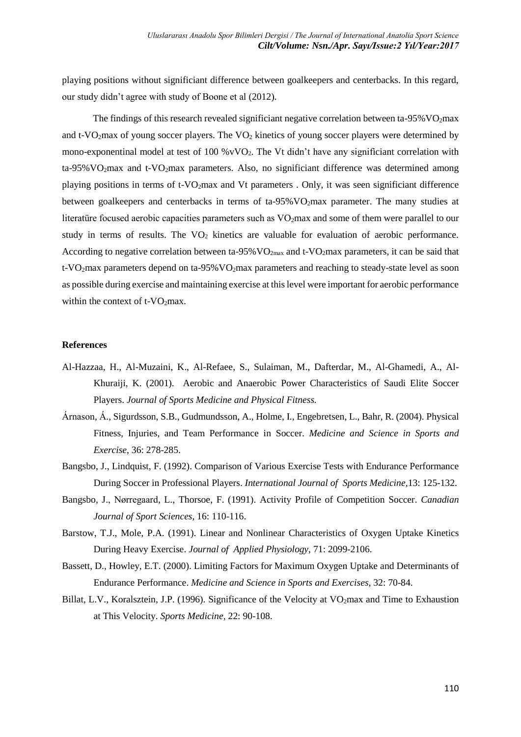playing positions without significiant difference between goalkeepers and centerbacks. In this regard, our study didn't agree with study of Boone et al (2012).

The findings of this research revealed significiant negative correlation between ta-95%$VO_2$max and t-$VO_2$max of young soccer players. The $VO_2$ kinetics of young soccer players were determined by mono-exponentinal model at test of 100 %v$VO_2$. The Vt didn't have any significiant correlation with ta-95%$VO_2$max and t-$VO_2$max parameters. Also, no significiant difference was determined among playing positions in terms of t-$VO_2$max and Vt parameters . Only, it was seen significiant difference between goalkeepers and centerbacks in terms of ta-95%$VO_2$max parameter. The many studies at literatüre focused aerobic capacities parameters such as $VO_2$max and some of them were parallel to our study in terms of results. The $VO_2$ kinetics are valuable for evaluation of aerobic performance. According to negative correlation between ta-95%$VO_{2max}$ and t-$VO_2$max parameters, it can be said that t-$VO_2$max parameters depend on ta-95%$VO_2$max parameters and reaching to steady-state level as soon as possible during exercise and maintaining exercise at this level were important for aerobic performance within the context of t-$VO_2$max.

### References

Al-Hazzaa, H., Al-Muzaini, K., Al-Refaee, S., Sulaiman, M., Dafterdar, M., Al-Ghamedi, A., Al-Khuraiji, K. (2001). Aerobic and Anaerobic Power Characteristics of Saudi Elite Soccer Players. *Journal of Sports Medicine and Physical Fitness.*

Árnason, Á., Sigurdsson, S.B., Gudmundsson, A., Holme, I., Engebretsen, L., Bahr, R. (2004). Physical Fitness, Injuries, and Team Performance in Soccer. *Medicine and Science in Sports and Exercise,* 36: 278-285.

Bangsbo, J., Lindquist, F. (1992). Comparison of Various Exercise Tests with Endurance Performance During Soccer in Professional Players. *International Journal of Sports Medicine,*13: 125-132.

Bangsbo, J., Nørregaard, L., Thorsoe, F. (1991). Activity Profile of Competition Soccer. *Canadian Journal of Sport Sciences,* 16: 110-116.

Barstow, T.J., Mole, P.A. (1991). Linear and Nonlinear Characteristics of Oxygen Uptake Kinetics During Heavy Exercise. *Journal of Applied Physiology,* 71: 2099-2106.

Bassett, D., Howley, E.T. (2000). Limiting Factors for Maximum Oxygen Uptake and Determinants of Endurance Performance. *Medicine and Science in Sports and Exercises,* 32: 70-84.

Billat, L.V., Koralsztein, J.P. (1996). Significance of the Velocity at $VO_2$max and Time to Exhaustion at This Velocity. *Sports Medicine,* 22: 90-108.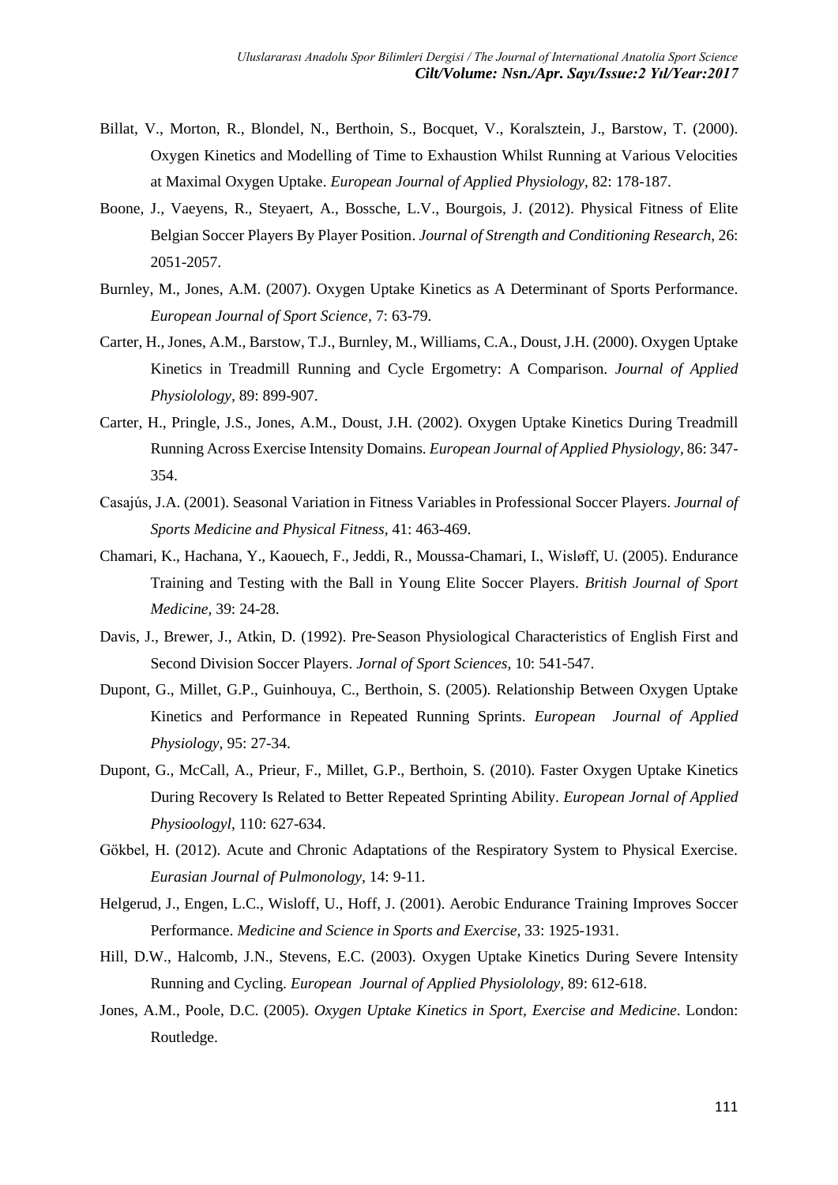Billat, V., Morton, R., Blondel, N., Berthoin, S., Bocquet, V., Koralsztein, J., Barstow, T. (2000). Oxygen Kinetics and Modelling of Time to Exhaustion Whilst Running at Various Velocities at Maximal Oxygen Uptake. *European Journal of Applied Physiology,* 82: 178-187.

Boone, J., Vaeyens, R., Steyaert, A., Bossche, L.V., Bourgois, J. (2012). Physical Fitness of Elite Belgian Soccer Players By Player Position. *Journal of Strength and Conditioning Research,* 26: 2051-2057.

Burnley, M., Jones, A.M. (2007). Oxygen Uptake Kinetics as A Determinant of Sports Performance. *European Journal of Sport Science*, 7: 63-79.

Carter, H., Jones, A.M., Barstow, T.J., Burnley, M., Williams, C.A., Doust, J.H. (2000). Oxygen Uptake Kinetics in Treadmill Running and Cycle Ergometry: A Comparison. *Journal of Applied Physiolology,* 89: 899-907.

Carter, H., Pringle, J.S., Jones, A.M., Doust, J.H. (2002). Oxygen Uptake Kinetics During Treadmill Running Across Exercise Intensity Domains. *European Journal of Applied Physiology,* 86: 347-354.

Casajús, J.A. (2001). Seasonal Variation in Fitness Variables in Professional Soccer Players. *Journal of Sports Medicine and Physical Fitness,* 41: 463-469.

Chamari, K., Hachana, Y., Kaouech, F., Jeddi, R., Moussa-Chamari, I., Wisløff, U. (2005). Endurance Training and Testing with the Ball in Young Elite Soccer Players. *British Journal of Sport Medicine,* 39: 24-28.

Davis, J., Brewer, J., Atkin, D. (1992). Pre-Season Physiological Characteristics of English First and Second Division Soccer Players. *Jornal of Sport Sciences,* 10: 541-547.

Dupont, G., Millet, G.P., Guinhouya, C., Berthoin, S. (2005). Relationship Between Oxygen Uptake Kinetics and Performance in Repeated Running Sprints. *European Journal of Applied Physiology,* 95: 27-34.

Dupont, G., McCall, A., Prieur, F., Millet, G.P., Berthoin, S. (2010). Faster Oxygen Uptake Kinetics During Recovery Is Related to Better Repeated Sprinting Ability. *European Jornal of Applied Physioologyl,* 110: 627-634.

Gökbel, H. (2012). Acute and Chronic Adaptations of the Respiratory System to Physical Exercise. *Eurasian Journal of Pulmonology,* 14: 9-11.

Helgerud, J., Engen, L.C., Wisloff, U., Hoff, J. (2001). Aerobic Endurance Training Improves Soccer Performance. *Medicine and Science in Sports and Exercise,* 33: 1925-1931.

Hill, D.W., Halcomb, J.N., Stevens, E.C. (2003). Oxygen Uptake Kinetics During Severe Intensity Running and Cycling. *European Journal of Applied Physiolology,* 89: 612-618.

Jones, A.M., Poole, D.C. (2005). *Oxygen Uptake Kinetics in Sport, Exercise and Medicine*. London: Routledge.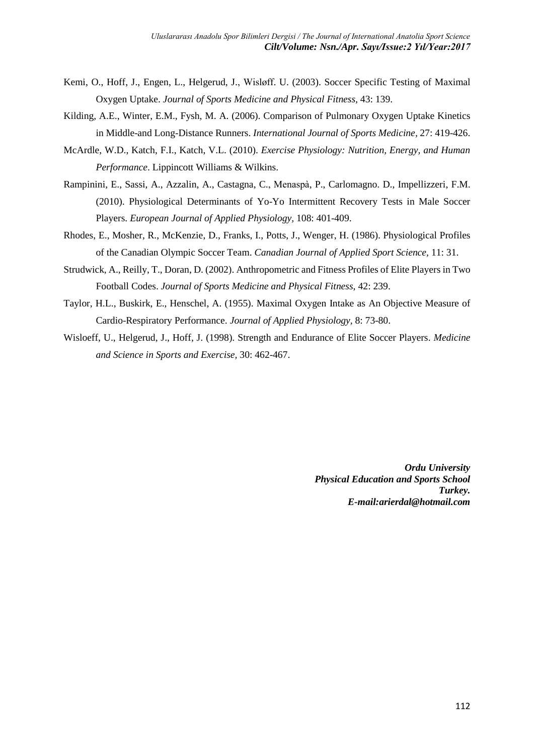Kemi, O., Hoff, J., Engen, L., Helgerud, J., Wisløff. U. (2003). Soccer Specific Testing of Maximal Oxygen Uptake. *Journal of Sports Medicine and Physical Fitness,* 43: 139.

Kilding, A.E., Winter, E.M., Fysh, M. A. (2006). Comparison of Pulmonary Oxygen Uptake Kinetics in Middle-and Long-Distance Runners. *International Journal of Sports Medicine,* 27: 419-426.

McArdle, W.D., Katch, F.I., Katch, V.L. (2010). *Exercise Physiology: Nutrition, Energy, and Human Performance*. Lippincott Williams & Wilkins.

Rampinini, E., Sassi, A., Azzalin, A., Castagna, C., Menaspà, P., Carlomagno. D., Impellizzeri, F.M. (2010). Physiological Determinants of Yo-Yo Intermittent Recovery Tests in Male Soccer Players. *European Journal of Applied Physiology,* 108: 401-409.

Rhodes, E., Mosher, R., McKenzie, D., Franks, I., Potts, J., Wenger, H. (1986). Physiological Profiles of the Canadian Olympic Soccer Team. *Canadian Journal of Applied Sport Science,* 11: 31.

Strudwick, A., Reilly, T., Doran, D. (2002). Anthropometric and Fitness Profiles of Elite Players in Two Football Codes. *Journal of Sports Medicine and Physical Fitness,* 42: 239.

Taylor, H.L., Buskirk, E., Henschel, A. (1955). Maximal Oxygen Intake as An Objective Measure of Cardio-Respiratory Performance. *Journal of Applied Physiology,* 8: 73-80.

Wisloeff, U., Helgerud, J., Hoff, J. (1998). Strength and Endurance of Elite Soccer Players. *Medicine and Science in Sports and Exercise,* 30: 462-467.

***Ordu University***
***Physical Education and Sports School***
***Turkey.***
***E-mail:arierdal@hotmail.com***